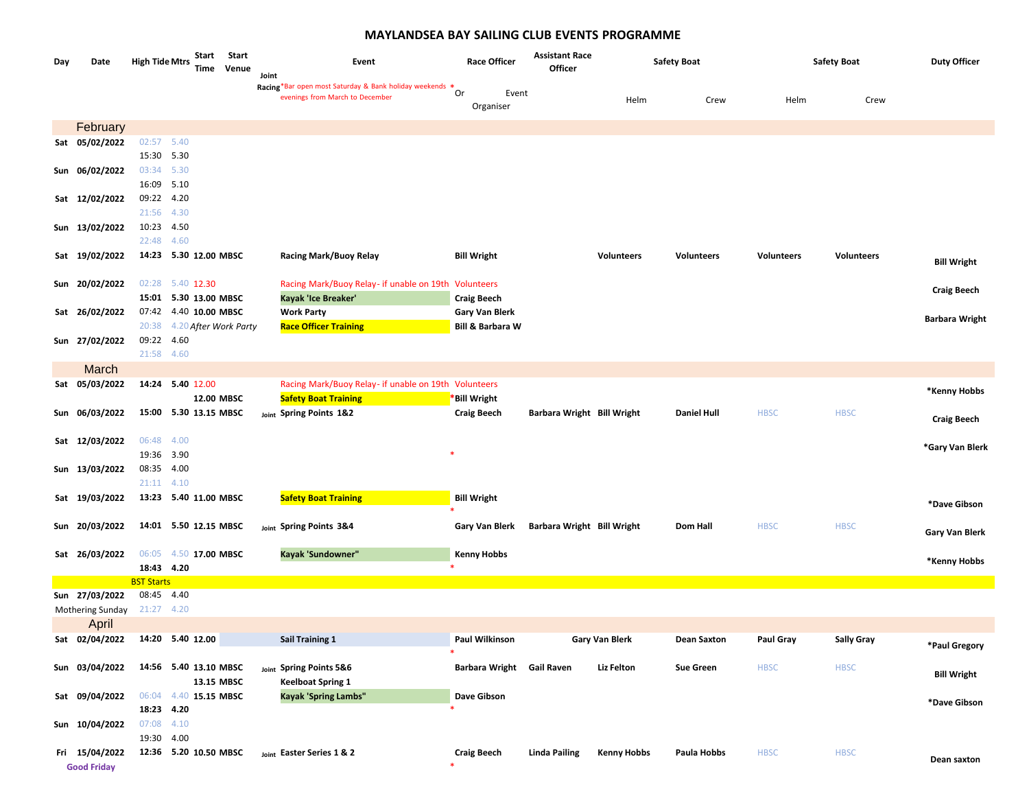# MAYLANDSEA BAY SAILING CLUB EVENTS PROGRAMME

| Day | Date | High Tide | Mtrs | Start Time | Start Venue | Joint Racing | Event *Bar open most Saturday & Bank holiday weekends evenings from March to December | * | Race Officer Or Event Organiser | Assistant Race Officer | Safety Boat Helm | Safety Boat Crew | Safety Boat Helm | Safety Boat Crew | Duty Officer |
|---|---|---|---|---|---|---|---|---|---|---|---|---|---|---|---|
| **February** | | | | | | | | | | | | | | | |
| Sat | 05/02/2022 | 02:57 | 5.40 | | | | | | | | | | | | |
| | | 15:30 | 5.30 | | | | | | | | | | | | |
| Sun | 06/02/2022 | 03:34 | 5.30 | | | | | | | | | | | | |
| | | 16:09 | 5.10 | | | | | | | | | | | | |
| Sat | 12/02/2022 | 09:22 | 4.20 | | | | | | | | | | | | |
| | | 21:56 | 4.30 | | | | | | | | | | | | |
| Sun | 13/02/2022 | 10:23 | 4.50 | | | | | | | | | | | | |
| | | 22:48 | 4.60 | | | | | | | | | | | | |
| Sat | 19/02/2022 | 14:23 | 5.30 | 12.00 | MBSC | | Racing Mark/Buoy Relay | | Bill Wright | | Volunteers | Volunteers | Volunteers | Volunteers | Bill Wright |
| Sun | 20/02/2022 | 02:28 | 5.40 | 12.30 | | | Racing Mark/Buoy Relay- if unable on 19th | | Volunteers | | | | | | Craig Beech |
| | | 15:01 | 5.30 | 13.00 | MBSC | | Kayak 'Ice Breaker' | | Craig Beech | | | | | | |
| Sat | 26/02/2022 | 07:42 | 4.40 | 10.00 | MBSC | | Work Party | | Gary Van Blerk | | | | | | Barbara Wright |
| | | 20:38 | 4.20 | *After Work Party* | | | Race Officer Training | | Bill & Barbara W | | | | | | |
| Sun | 27/02/2022 | 09:22 | 4.60 | | | | | | | | | | | | |
| | | 21:58 | 4.60 | | | | | | | | | | | | |
| **March** | | | | | | | | | | | | | | | |
| Sat | 05/03/2022 | 14:24 | 5.40 | 12.00 | | | Racing Mark/Buoy Relay- if unable on 19th | | Volunteers | | | | | | *Kenny Hobbs |
| | | | | 12.00 | MBSC | | Safety Boat Training | * | Bill Wright | | | | | | |
| Sun | 06/03/2022 | 15:00 | 5.30 | 13.15 | MBSC | Joint | Spring Points 1&2 | | Craig Beech | Barbara Wright | Bill Wright | Daniel Hull | HBSC | HBSC | Craig Beech |
| Sat | 12/03/2022 | 06:48 | 4.00 | | | | | | | | | | | | *Gary Van Blerk |
| | | 19:36 | 3.90 | | | | | * | | | | | | | |
| Sun | 13/03/2022 | 08:35 | 4.00 | | | | | | | | | | | | |
| | | 21:11 | 4.10 | | | | | | | | | | | | |
| Sat | 19/03/2022 | 13:23 | 5.40 | 11.00 | MBSC | | Safety Boat Training | * | Bill Wright | | | | | | *Dave Gibson |
| Sun | 20/03/2022 | 14:01 | 5.50 | 12.15 | MBSC | Joint | Spring Points 3&4 | | Gary Van Blerk | Barbara Wright | Bill Wright | Dom Hall | HBSC | HBSC | Gary Van Blerk |
| Sat | 26/03/2022 | 06:05 | 4.50 | 17.00 | MBSC | | Kayak 'Sundowner" | | Kenny Hobbs | | | | | | *Kenny Hobbs |
| | | 18:43 | 4.20 | | | | | * | | | | | | | |
| | | BST Starts | | | | | | | | | | | | | |
| Sun | 27/03/2022 | 08:45 | 4.40 | | | | | | | | | | | | |
| Mothering Sunday | | 21:27 | 4.20 | | | | | | | | | | | | |
| **April** | | | | | | | | | | | | | | | |
| Sat | 02/04/2022 | 14:20 | 5.40 | 12.00 | | | Sail Training 1 | * | Paul Wilkinson | | Gary Van Blerk | Dean Saxton | Paul Gray | Sally Gray | *Paul Gregory |
| Sun | 03/04/2022 | 14:56 | 5.40 | 13.10 | MBSC | Joint | Spring Points 5&6 | | Barbara Wright | Gail Raven | Liz Felton | Sue Green | HBSC | HBSC | Bill Wright |
| | | | | 13.15 | MBSC | | Keelboat Spring 1 | | | | | | | | |
| Sat | 09/04/2022 | 06:04 | 4.40 | 15.15 | MBSC | | Kayak 'Spring Lambs" | | Dave Gibson | | | | | | *Dave Gibson |
| | | 18:23 | 4.20 | | | | | * | | | | | | | |
| Sun | 10/04/2022 | 07:08 | 4.10 | | | | | | | | | | | | |
| | | 19:30 | 4.00 | | | | | | | | | | | | |
| Fri | 15/04/2022 Good Friday | 12:36 | 5.20 | 10.50 | MBSC | Joint | Easter Series 1 & 2 | * | Craig Beech | Linda Pailing | Kenny Hobbs | Paula Hobbs | HBSC | HBSC | Dean saxton |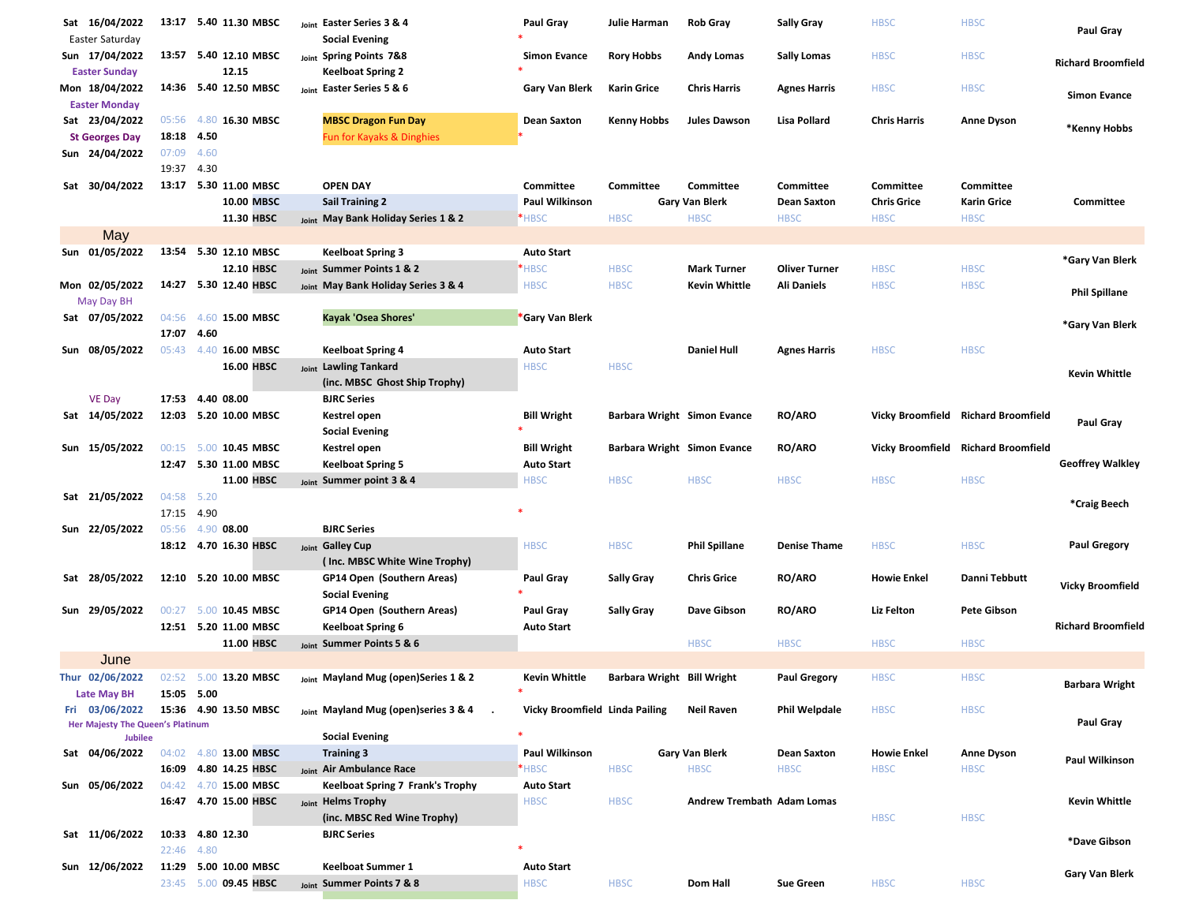| Day | Date | HW Time | Height | Start | Club | | Event | Col1 | Col2 | Col3 | Col4 | Col5 | Col6 | Duty |
|---|---|---|---|---|---|---|---|---|---|---|---|---|---|---|
| Sat | 16/04/2022 | 13:17 | 5.40 | 11.30 | MBSC | Joint | Easter Series 3 & 4 | Paul Gray | Julie Harman | Rob Gray | Sally Gray | HBSC | HBSC | Paul Gray |
| Easter Saturday | | | | | | | Social Evening | * | | | | | | |
| Sun | 17/04/2022 | 13:57 | 5.40 | 12.10 | MBSC | Joint | Spring Points 7&8 | Simon Evance | Rory Hobbs | Andy Lomas | Sally Lomas | HBSC | HBSC | Richard Broomfield |
| Easter Sunday | | | | 12.15 | | | Keelboat Spring 2 | * | | | | | | |
| Mon | 18/04/2022 | 14:36 | 5.40 | 12.50 | MBSC | Joint | Easter Series 5 & 6 | Gary Van Blerk | Karin Grice | Chris Harris | Agnes Harris | HBSC | HBSC | Simon Evance |
| Easter Monday | | | | | | | | | | | | | | |
| Sat | 23/04/2022 | 05:56 | 4.80 | 16.30 | MBSC | | MBSC Dragon Fun Day | Dean Saxton | Kenny Hobbs | Jules Dawson | Lisa Pollard | Chris Harris | Anne Dyson | *Kenny Hobbs |
| St Georges Day | | 18:18 | 4.50 | | | | Fun for Kayaks & Dinghies | * | | | | | | |
| Sun | 24/04/2022 | 07:09 | 4.60 | | | | | | | | | | | |
| | | 19:37 | 4.30 | | | | | | | | | | | |
| Sat | 30/04/2022 | 13:17 | 5.30 | 11.00 | MBSC | | OPEN DAY | Committee | Committee | Committee | Committee | Committee | Committee | Committee |
| | | | | 10.00 | MBSC | | Sail Training 2 | Paul Wilkinson | | Gary Van Blerk | Dean Saxton | Chris Grice | Karin Grice | |
| | | | | 11.30 | HBSC | Joint | May Bank Holiday Series 1 & 2 | *HBSC | HBSC | HBSC | HBSC | HBSC | HBSC | |
| **May** | | | | | | | | | | | | | | |
| Sun | 01/05/2022 | 13:54 | 5.30 | 12.10 | MBSC | | Keelboat Spring 3 | Auto Start | | | | | | *Gary Van Blerk |
| | | | | 12.10 | HBSC | Joint | Summer Points 1 & 2 | *HBSC | HBSC | Mark Turner | Oliver Turner | HBSC | HBSC | |
| Mon | 02/05/2022 | 14:27 | 5.30 | 12.40 | HBSC | Joint | May Bank Holiday Series 3 & 4 | HBSC | HBSC | Kevin Whittle | Ali Daniels | HBSC | HBSC | Phil Spillane |
| May Day BH | | | | | | | | | | | | | | |
| Sat | 07/05/2022 | 04:56 | 4.60 | 15.00 | MBSC | | Kayak 'Osea Shores' | *Gary Van Blerk | | | | | | *Gary Van Blerk |
| | | 17:07 | 4.60 | | | | | | | | | | | |
| Sun | 08/05/2022 | 05:43 | 4.40 | 16.00 | MBSC | | Keelboat Spring 4 | Auto Start | | Daniel Hull | Agnes Harris | HBSC | HBSC | Kevin Whittle |
| | | | | 16.00 | HBSC | Joint | Lawling Tankard (inc. MBSC Ghost Ship Trophy) | HBSC | HBSC | | | | | |
| VE Day | | 17:53 | 4.40 | 08.00 | | | BJRC Series | | | | | | | |
| Sat | 14/05/2022 | 12:03 | 5.20 | 10.00 | MBSC | | Kestrel open | Bill Wright | Barbara Wright | Simon Evance | RO/ARO | Vicky Broomfield | Richard Broomfield | Paul Gray |
| | | | | | | | Social Evening | * | | | | | | |
| Sun | 15/05/2022 | 00:15 | 5.00 | 10.45 | MBSC | | Kestrel open | Bill Wright | Barbara Wright | Simon Evance | RO/ARO | Vicky Broomfield | Richard Broomfield | Geoffrey Walkley |
| | | 12:47 | 5.30 | 11.00 | MBSC | | Keelboat Spring 5 | Auto Start | | | | | | |
| | | | | 11.00 | HBSC | Joint | Summer point 3 & 4 | HBSC | HBSC | HBSC | HBSC | HBSC | HBSC | |
| Sat | 21/05/2022 | 04:58 | 5.20 | | | | | | | | | | | *Craig Beech |
| | | 17:15 | 4.90 | | | | | * | | | | | | |
| Sun | 22/05/2022 | 05:56 | 4.90 | 08.00 | | | BJRC Series | | | | | | | |
| | | 18:12 | 4.70 | 16.30 | HBSC | Joint | Galley Cup ( Inc. MBSC White Wine Trophy) | HBSC | HBSC | Phil Spillane | Denise Thame | HBSC | HBSC | Paul Gregory |
| Sat | 28/05/2022 | 12:10 | 5.20 | 10.00 | MBSC | | GP14 Open (Southern Areas) | Paul Gray | Sally Gray | Chris Grice | RO/ARO | Howie Enkel | Danni Tebbutt | Vicky Broomfield |
| | | | | | | | Social Evening | * | | | | | | |
| Sun | 29/05/2022 | 00:27 | 5.00 | 10.45 | MBSC | | GP14 Open (Southern Areas) | Paul Gray | Sally Gray | Dave Gibson | RO/ARO | Liz Felton | Pete Gibson | Richard Broomfield |
| | | 12:51 | 5.20 | 11.00 | MBSC | | Keelboat Spring 6 | Auto Start | | | | | | |
| | | | | 11.00 | HBSC | Joint | Summer Points 5 & 6 | | | HBSC | HBSC | HBSC | HBSC | |
| **June** | | | | | | | | | | | | | | |
| Thur | 02/06/2022 | 02:52 | 5.00 | 13.20 | MBSC | Joint | Mayland Mug (open)Series 1 & 2 | Kevin Whittle | Barbara Wright | Bill Wright | Paul Gregory | HBSC | HBSC | Barbara Wright |
| Late May BH | | 15:05 | 5.00 | | | | | * | | | | | | |
| Fri | 03/06/2022 | 15:36 | 4.90 | 13.50 | MBSC | Joint | Mayland Mug (open)series 3 & 4 . | Vicky Broomfield | Linda Pailing | Neil Raven | Phil Welpdale | HBSC | HBSC | Paul Gray |
| Her Majesty The Queen's Platinum Jubilee | | | | | | | Social Evening | * | | | | | | |
| Sat | 04/06/2022 | 04:02 | 4.80 | 13.00 | MBSC | | Training 3 | Paul Wilkinson | | Gary Van Blerk | Dean Saxton | Howie Enkel | Anne Dyson | Paul Wilkinson |
| | | 16:09 | 4.80 | 14.25 | HBSC | Joint | Air Ambulance Race | *HBSC | HBSC | HBSC | HBSC | HBSC | HBSC | |
| Sun | 05/06/2022 | 04:42 | 4.70 | 15.00 | MBSC | | Keelboat Spring 7 Frank's Trophy | Auto Start | | | | | | Kevin Whittle |
| | | 16:47 | 4.70 | 15.00 | HBSC | Joint | Helms Trophy (inc. MBSC Red Wine Trophy) | HBSC | HBSC | Andrew Trembath | Adam Lomas | HBSC | HBSC | |
| Sat | 11/06/2022 | 10:33 | 4.80 | 12.30 | | | BJRC Series | | | | | | | *Dave Gibson |
| | | 22:46 | 4.80 | | | | | * | | | | | | |
| Sun | 12/06/2022 | 11:29 | 5.00 | 10.00 | MBSC | | Keelboat Summer 1 | Auto Start | | | | | | Gary Van Blerk |
| | | 23:45 | 5.00 | 09.45 | HBSC | Joint | Summer Points 7 & 8 | HBSC | HBSC | Dom Hall | Sue Green | HBSC | HBSC | |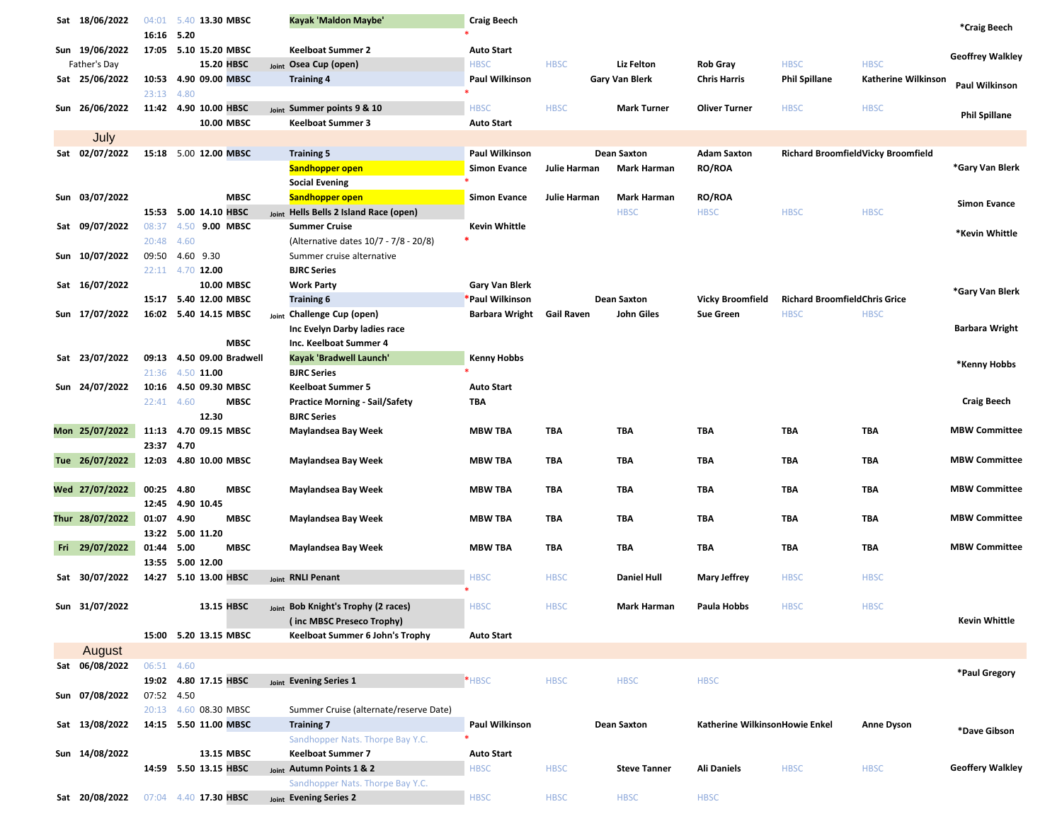| Day | Date | HW Time | Height | Start | Club | | Event | | | | | | | Duty |
|---|---|---|---|---|---|---|---|---|---|---|---|---|---|---|
| Sat | 18/06/2022 | 04:01 | 5.40 | 13.30 | MBSC | | Kayak 'Maldon Maybe' | Craig Beech | | | | | | *Craig Beech |
| | | 16:16 | 5.20 | | | | | * | | | | | | |
| Sun | 19/06/2022 | 17:05 | 5.10 | 15.20 | MBSC | | Keelboat Summer 2 | Auto Start | | | | | | Geoffrey Walkley |
| Father's Day | | | | 15.20 | HBSC | Joint | Osea Cup (open) | HBSC | HBSC | Liz Felton | Rob Gray | HBSC | HBSC | |
| Sat | 25/06/2022 | 10:53 | 4.90 | 09.00 | MBSC | | Training 4 | Paul Wilkinson | | Gary Van Blerk | Chris Harris | Phil Spillane | Katherine Wilkinson | Paul Wilkinson |
| | | 23:13 | 4.80 | | | | | * | | | | | | |
| Sun | 26/06/2022 | 11:42 | 4.90 | 10.00 | HBSC | Joint | Summer points 9 & 10 | HBSC | HBSC | Mark Turner | Oliver Turner | HBSC | HBSC | Phil Spillane |
| | | | | 10.00 | MBSC | | Keelboat Summer 3 | Auto Start | | | | | | |
| **July** | | | | | | | | | | | | | | |
| Sat | 02/07/2022 | 15:18 | 5.00 | 12.00 | MBSC | | Training 5 | Paul Wilkinson | | Dean Saxton | Adam Saxton | Richard Broomfield | Vicky Broomfield | |
| | | | | | | | Sandhopper open | Simon Evance | Julie Harman | Mark Harman | RO/ROA | | | *Gary Van Blerk |
| | | | | | | | Social Evening | * | | | | | | |
| Sun | 03/07/2022 | | | | MBSC | | Sandhopper open | Simon Evance | Julie Harman | Mark Harman | RO/ROA | | | Simon Evance |
| | | 15:53 | 5.00 | 14.10 | HBSC | Joint | Hells Bells 2 Island Race (open) | | | HBSC | HBSC | HBSC | HBSC | |
| Sat | 09/07/2022 | 08:37 | 4.50 | 9.00 | MBSC | | Summer Cruise | Kevin Whittle | | | | | | *Kevin Whittle |
| | | 20:48 | 4.60 | | | | (Alternative dates 10/7 - 7/8 - 20/8) | * | | | | | | |
| Sun | 10/07/2022 | 09:50 | 4.60 | 9.30 | | | Summer cruise alternative | | | | | | | |
| | | 22:11 | 4.70 | 12.00 | | | BJRC Series | | | | | | | |
| Sat | 16/07/2022 | | | 10.00 | MBSC | | Work Party | Gary Van Blerk | | | | | | *Gary Van Blerk |
| | | 15:17 | 5.40 | 12.00 | MBSC | | Training 6 | *Paul Wilkinson | | Dean Saxton | Vicky Broomfield | Richard Broomfield | Chris Grice | |
| Sun | 17/07/2022 | 16:02 | 5.40 | 14.15 | MBSC | Joint | Challenge Cup (open) | Barbara Wright | Gail Raven | John Giles | Sue Green | HBSC | HBSC | Barbara Wright |
| | | | | | | | Inc Evelyn Darby ladies race | | | | | | | |
| | | | | | MBSC | | Inc. Keelboat Summer 4 | | | | | | | |
| Sat | 23/07/2022 | 09:13 | 4.50 | 09.00 | Bradwell | | Kayak 'Bradwell Launch' | Kenny Hobbs | | | | | | *Kenny Hobbs |
| | | 21:36 | 4.50 | 11.00 | | | BJRC Series | * | | | | | | |
| Sun | 24/07/2022 | 10:16 | 4.50 | 09.30 | MBSC | | Keelboat Summer 5 | Auto Start | | | | | | |
| | | 22:41 | 4.60 | | MBSC | | Practice Morning - Sail/Safety | TBA | | | | | | Craig Beech |
| | | | | 12.30 | | | BJRC Series | | | | | | | |
| Mon | 25/07/2022 | 11:13 | 4.70 | 09.15 | MBSC | | Maylandsea Bay Week | MBW TBA | TBA | TBA | TBA | TBA | TBA | MBW Committee |
| | | 23:37 | 4.70 | | | | | | | | | | | |
| Tue | 26/07/2022 | 12:03 | 4.80 | 10.00 | MBSC | | Maylandsea Bay Week | MBW TBA | TBA | TBA | TBA | TBA | TBA | MBW Committee |
| Wed | 27/07/2022 | 00:25 | 4.80 | | MBSC | | Maylandsea Bay Week | MBW TBA | TBA | TBA | TBA | TBA | TBA | MBW Committee |
| | | 12:45 | 4.90 | 10.45 | | | | | | | | | | |
| Thur | 28/07/2022 | 01:07 | 4.90 | | MBSC | | Maylandsea Bay Week | MBW TBA | TBA | TBA | TBA | TBA | TBA | MBW Committee |
| | | 13:22 | 5.00 | 11.20 | | | | | | | | | | |
| Fri | 29/07/2022 | 01:44 | 5.00 | | MBSC | | Maylandsea Bay Week | MBW TBA | TBA | TBA | TBA | TBA | TBA | MBW Committee |
| | | 13:55 | 5.00 | 12.00 | | | | | | | | | | |
| Sat | 30/07/2022 | 14:27 | 5.10 | 13.00 | HBSC | Joint | RNLI Penant | HBSC | HBSC | Daniel Hull | Mary Jeffrey | HBSC | HBSC | |
| | | | | | | | | * | | | | | | |
| Sun | 31/07/2022 | | | 13.15 | HBSC | Joint | Bob Knight's Trophy (2 races) | HBSC | HBSC | Mark Harman | Paula Hobbs | HBSC | HBSC | |
| | | | | | | | ( inc MBSC Preseco Trophy) | | | | | | | Kevin Whittle |
| | | 15:00 | 5.20 | 13.15 | MBSC | | Keelboat Summer 6 John's Trophy | Auto Start | | | | | | |
| **August** | | | | | | | | | | | | | | |
| Sat | 06/08/2022 | 06:51 | 4.60 | | | | | | | | | | | *Paul Gregory |
| | | 19:02 | 4.80 | 17.15 | HBSC | Joint | Evening Series 1 | *HBSC | HBSC | HBSC | HBSC | | | |
| Sun | 07/08/2022 | 07:52 | 4.50 | | | | | | | | | | | |
| | | 20:13 | 4.60 | 08.30 | MBSC | | Summer Cruise (alternate/reserve Date) | | | | | | | |
| Sat | 13/08/2022 | 14:15 | 5.50 | 11.00 | MBSC | | Training 7 | Paul Wilkinson | | Dean Saxton | Katherine Wilkinson | Howie Enkel | Anne Dyson | *Dave Gibson |
| | | | | | | | Sandhopper Nats. Thorpe Bay Y.C. | * | | | | | | |
| Sun | 14/08/2022 | | | 13.15 | MBSC | | Keelboat Summer 7 | Auto Start | | | | | | |
| | | 14:59 | 5.50 | 13.15 | HBSC | Joint | Autumn Points 1 & 2 | HBSC | HBSC | Steve Tanner | Ali Daniels | HBSC | HBSC | Geoffrey Walkley |
| | | | | | | | Sandhopper Nats. Thorpe Bay Y.C. | | | | | | | |
| Sat | 20/08/2022 | 07:04 | 4.40 | 17.30 | HBSC | Joint | Evening Series 2 | HBSC | HBSC | HBSC | HBSC | | | |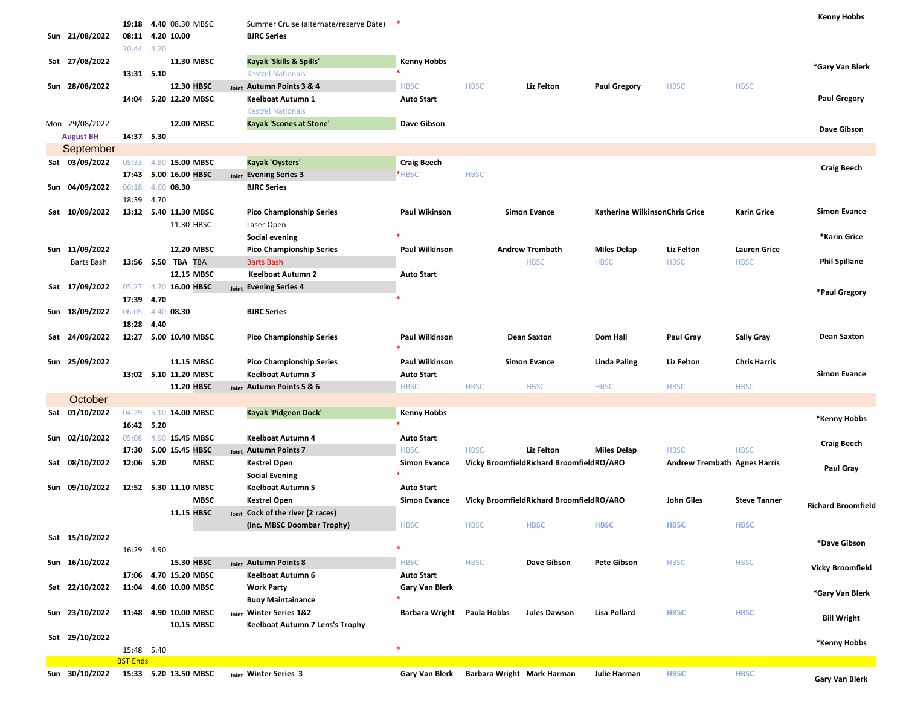| Day | Date | Tide Time | Height | Start | Club | | Event | Officer | | | | | | Duty |
|---|---|---|---|---|---|---|---|---|---|---|---|---|---|---|
| | | | | | | | | | | | | | | Kenny Hobbs |
| | | 19:18 | 4.40 | 08.30 | MBSC | | Summer Cruise (alternate/reserve Date) | * | | | | | | |
| Sun | 21/08/2022 | 08:11 | 4.20 | 10.00 | | | BJRC Series | | | | | | | |
| | | 20:44 | 4.20 | | | | | | | | | | | |
| Sat | 27/08/2022 | | | 11.30 | MBSC | | Kayak 'Skills & Spills' | Kenny Hobbs | | | | | | *Gary Van Blerk |
| | | 13:31 | 5.10 | | | | Kestrel Nationals | * | | | | | | |
| Sun | 28/08/2022 | | | 12.30 | HBSC | Joint | Autumn Points 3 & 4 | HBSC | HBSC | Liz Felton | Paul Gregory | HBSC | HBSC | |
| | | 14:04 | 5.20 | 12.20 | MBSC | | Keelboat Autumn 1 | Auto Start | | | | | | Paul Gregory |
| | | | | | | | Kestrel Nationals | | | | | | | |
| Mon | 29/08/2022 | | | 12.00 | MBSC | | Kayak 'Scones at Stone' | Dave Gibson | | | | | | Dave Gibson |
| | August BH | 14:37 | 5.30 | | | | | | | | | | | |
| **September** | | | | | | | | | | | | | | |
| Sat | 03/09/2022 | 05:33 | 4.80 | 15.00 | MBSC | | Kayak 'Oysters' | Craig Beech | | | | | | Craig Beech |
| | | 17:43 | 5.00 | 16.00 | HBSC | Joint | Evening Series 3 | *HBSC | HBSC | | | | | |
| Sun | 04/09/2022 | 06:18 | 4.60 | 08.30 | | | BJRC Series | | | | | | | |
| | | 18:39 | 4.70 | | | | | | | | | | | |
| Sat | 10/09/2022 | 13:12 | 5.40 | 11.30 | MBSC | | Pico Championship Series | Paul Wikinson | | Simon Evance | Katherine Wilkinson | Chris Grice | Karin Grice | Simon Evance |
| | | | | 11.30 | HBSC | | Laser Open | | | | | | | |
| | | | | | | | Social evening | * | | | | | | *Karin Grice |
| Sun | 11/09/2022 | | | 12.20 | MBSC | | Pico Championship Series | Paul Wilkinson | | Andrew Trembath | Miles Delap | Liz Felton | Lauren Grice | |
| | Barts Bash | 13:56 | 5.50 | TBA | TBA | | Barts Bash | | | HBSC | HBSC | HBSC | HBSC | Phil Spillane |
| | | | | 12.15 | MBSC | | Keelboat Autumn 2 | Auto Start | | | | | | |
| Sat | 17/09/2022 | 05:27 | 4.70 | 16.00 | HBSC | Joint | Evening Series 4 | | | | | | | *Paul Gregory |
| | | 17:39 | 4.70 | | | | | * | | | | | | |
| Sun | 18/09/2022 | 06:05 | 4.40 | 08.30 | | | BJRC Series | | | | | | | |
| | | 18:28 | 4.40 | | | | | | | | | | | |
| Sat | 24/09/2022 | 12:27 | 5.00 | 10.40 | MBSC | | Pico Championship Series | Paul Wilkinson | | Dean Saxton | Dom Hall | Paul Gray | Sally Gray | Dean Saxton |
| | | | | | | | | * | | | | | | |
| Sun | 25/09/2022 | | | 11.15 | MBSC | | Pico Championship Series | Paul Wilkinson | | Simon Evance | Linda Paling | Liz Felton | Chris Harris | |
| | | 13:02 | 5.10 | 11.20 | MBSC | | Keelboat Autumn 3 | Auto Start | | | | | | Simon Evance |
| | | | | 11.20 | HBSC | Joint | Autumn Points 5 & 6 | HBSC | HBSC | HBSC | HBSC | HBSC | HBSC | |
| **October** | | | | | | | | | | | | | | |
| Sat | 01/10/2022 | 04:29 | 5.10 | 14.00 | MBSC | | Kayak 'Pidgeon Dock' | Kenny Hobbs | | | | | | *Kenny Hobbs |
| | | 16:42 | 5.20 | | | | | * | | | | | | |
| Sun | 02/10/2022 | 05:08 | 4.90 | 15.45 | MBSC | | Keelboat Autumn 4 | Auto Start | | | | | | Craig Beech |
| | | 17:30 | 5.00 | 15.45 | HBSC | Joint | Autumn Points 7 | HBSC | HBSC | Liz Felton | Miles Delap | HBSC | HBSC | |
| Sat | 08/10/2022 | 12:06 | 5.20 | | MBSC | | Kestrel Open | Simon Evance | Vicky Broomfield | Richard Broomfield | RO/ARO | Andrew Trembath | Agnes Harris | Paul Gray |
| | | | | | | | Social Evening | * | | | | | | |
| Sun | 09/10/2022 | 12:52 | 5.30 | 11.10 | MBSC | | Keelboat Autumn 5 | Auto Start | | | | | | |
| | | | | | MBSC | | Kestrel Open | Simon Evance | Vicky Broomfield | Richard Broomfield | RO/ARO | John Giles | Steve Tanner | Richard Broomfield |
| | | | | 11.15 | HBSC | Joint | Cock of the river (2 races) | | | | | | | |
| | | | | | | | (Inc. MBSC Doombar Trophy) | HBSC | HBSC | HBSC | HBSC | HBSC | HBSC | |
| Sat | 15/10/2022 | | | | | | | | | | | | | *Dave Gibson |
| | | 16:29 | 4.90 | | | | | * | | | | | | |
| Sun | 16/10/2022 | | | 15.30 | HBSC | Joint | Autumn Points 8 | HBSC | HBSC | Dave Gibson | Pete Gibson | HBSC | HBSC | Vicky Broomfield |
| | | 17:06 | 4.70 | 15.20 | MBSC | | Keelboat Autumn 6 | Auto Start | | | | | | |
| Sat | 22/10/2022 | 11:04 | 4.60 | 10.00 | MBSC | | Work Party | Gary Van Blerk | | | | | | *Gary Van Blerk |
| | | | | | | | Buoy Maintainance | * | | | | | | |
| Sun | 23/10/2022 | 11:48 | 4.90 | 10.00 | MBSC | Joint | Winter Series 1&2 | Barbara Wright | Paula Hobbs | Jules Dawson | Lisa Pollard | HBSC | HBSC | Bill Wright |
| | | | | 10.15 | MBSC | | Keelboat Autumn 7 Lens's Trophy | | | | | | | |
| Sat | 29/10/2022 | | | | | | | | | | | | | *Kenny Hobbs |
| | | 15:48 | 5.40 | | | | | * | | | | | | |
| | | BST Ends | | | | | | | | | | | | |
| Sun | 30/10/2022 | 15:33 | 5.20 | 13.50 | MBSC | Joint | Winter Series 3 | Gary Van Blerk | Barbara Wright | Mark Harman | Julie Harman | HBSC | HBSC | Gary Van Blerk |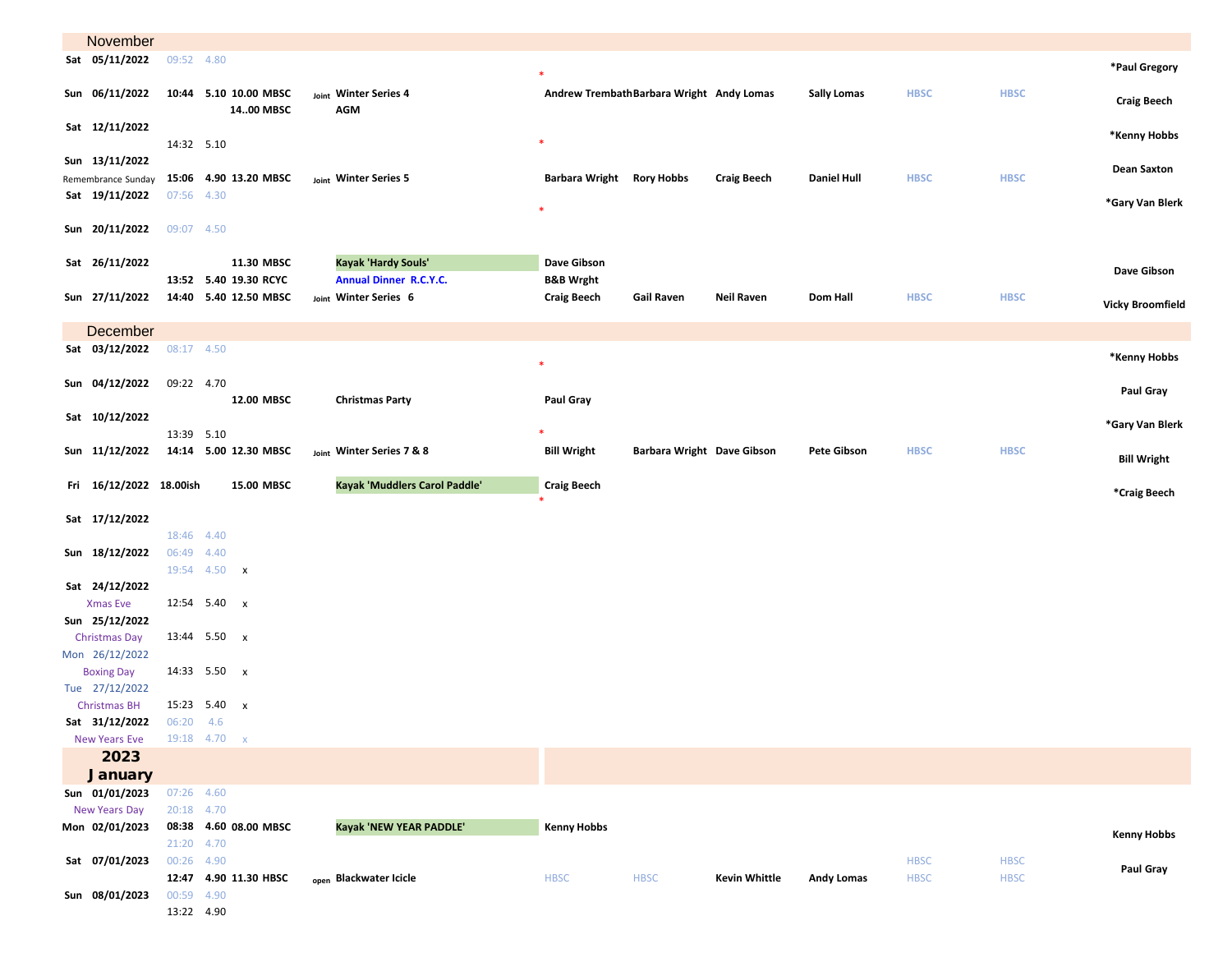## November

| Day | Date | HW Time | Height | Start | Venue | Type | Event | Col1 | Col2 | Col3 | Col4 | Col5 | Col6 | Duty |
|---|---|---|---|---|---|---|---|---|---|---|---|---|---|---|
| Sat | 05/11/2022 | 09:52 | 4.80 | | | | | * | | | | | | *Paul Gregory |
| Sun | 06/11/2022 | 10:44 | 5.10 | 10.00 | MBSC | Joint | Winter Series 4 | Andrew Trembath | Barbara Wright | Andy Lomas | Sally Lomas | HBSC | HBSC | Craig Beech |
| | | | | 14..00 | MBSC | | AGM | | | | | | | |
| Sat | 12/11/2022 | 14:32 | 5.10 | | | | | * | | | | | | *Kenny Hobbs |
| Sun | 13/11/2022 | | | | | | | | | | | | | |
| Remembrance Sunday | | 15:06 | 4.90 | 13.20 | MBSC | Joint | Winter Series 5 | Barbara Wright | Rory Hobbs | Craig Beech | Daniel Hull | HBSC | HBSC | Dean Saxton |
| Sat | 19/11/2022 | 07:56 | 4.30 | | | | | * | | | | | | *Gary Van Blerk |
| Sun | 20/11/2022 | 09:07 | 4.50 | | | | | | | | | | | |
| Sat | 26/11/2022 | | | 11.30 | MBSC | | Kayak 'Hardy Souls' | Dave Gibson | | | | | | Dave Gibson |
| | | 13:52 | 5.40 | 19.30 | RCYC | | Annual Dinner R.C.Y.C. | B&B Wrght | | | | | | |
| Sun | 27/11/2022 | 14:40 | 5.40 | 12.50 | MBSC | Joint | Winter Series 6 | Craig Beech | Gail Raven | Neil Raven | Dom Hall | HBSC | HBSC | Vicky Broomfield |

## December

| Day | Date | HW Time | Height | Start | Venue | Type | Event | Col1 | Col2 | Col3 | Col4 | Col5 | Col6 | Duty |
|---|---|---|---|---|---|---|---|---|---|---|---|---|---|---|
| Sat | 03/12/2022 | 08:17 | 4.50 | | | | | * | | | | | | *Kenny Hobbs |
| Sun | 04/12/2022 | 09:22 | 4.70 | | | | | | | | | | | Paul Gray |
| | | | | 12.00 | MBSC | | Christmas Party | Paul Gray | | | | | | |
| Sat | 10/12/2022 | 13:39 | 5.10 | | | | | * | | | | | | *Gary Van Blerk |
| Sun | 11/12/2022 | 14:14 | 5.00 | 12.30 | MBSC | Joint | Winter Series 7 & 8 | Bill Wright | Barbara Wright | Dave Gibson | Pete Gibson | HBSC | HBSC | Bill Wright |
| Fri | 16/12/2022 | 18.00ish | | 15.00 | MBSC | | Kayak 'Muddlers Carol Paddle' | Craig Beech | | | | | | |
| | | | | | | | | * | | | | | | *Craig Beech |
| Sat | 17/12/2022 | 18:46 | 4.40 | | | | | | | | | | | |
| Sun | 18/12/2022 | 06:49 | 4.40 | | | | | | | | | | | |
| | | 19:54 | 4.50 | x | | | | | | | | | | |
| Sat | 24/12/2022 | | | | | | | | | | | | | |
| Xmas Eve | | 12:54 | 5.40 | x | | | | | | | | | | |
| Sun | 25/12/2022 | | | | | | | | | | | | | |
| Christmas Day | | 13:44 | 5.50 | x | | | | | | | | | | |
| Mon | 26/12/2022 | | | | | | | | | | | | | |
| Boxing Day | | 14:33 | 5.50 | x | | | | | | | | | | |
| Tue | 27/12/2022 | | | | | | | | | | | | | |
| Christmas BH | | 15:23 | 5.40 | x | | | | | | | | | | |
| Sat | 31/12/2022 | 06:20 | 4.6 | | | | | | | | | | | |
| New Years Eve | | 19:18 | 4.70 | x | | | | | | | | | | |

## 2023 January

| Day | Date | HW Time | Height | Start | Venue | Type | Event | Col1 | Col2 | Col3 | Col4 | Col5 | Col6 | Duty |
|---|---|---|---|---|---|---|---|---|---|---|---|---|---|---|
| Sun | 01/01/2023 | 07:26 | 4.60 | | | | | | | | | | | |
| New Years Day | | 20:18 | 4.70 | | | | | | | | | | | |
| Mon | 02/01/2023 | 08:38 | 4.60 | 08.00 | MBSC | | Kayak 'NEW YEAR PADDLE' | Kenny Hobbs | | | | | | Kenny Hobbs |
| | | 21:20 | 4.70 | | | | | | | | | | | |
| Sat | 07/01/2023 | 00:26 | 4.90 | | | | | | | | | HBSC | HBSC | Paul Gray |
| | | 12:47 | 4.90 | 11.30 | HBSC | open | Blackwater Icicle | HBSC | HBSC | Kevin Whittle | Andy Lomas | HBSC | HBSC | |
| Sun | 08/01/2023 | 00:59 | 4.90 | | | | | | | | | | | |
| | | 13:22 | 4.90 | | | | | | | | | | | |